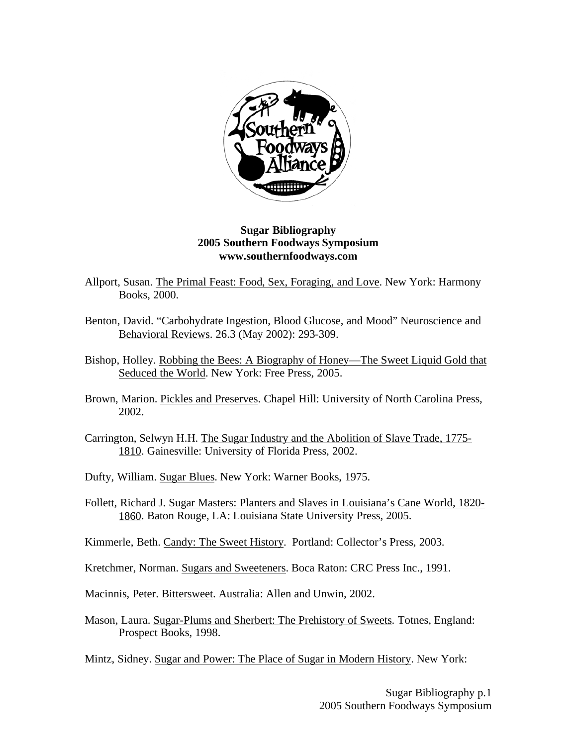**Sugar Bibliography**
**2005 Southern Foodways Symposium**
**www.southernfoodways.com**

Allport, Susan. The Primal Feast: Food, Sex, Foraging, and Love. New York: Harmony Books, 2000.

Benton, David. "Carbohydrate Ingestion, Blood Glucose, and Mood" Neuroscience and Behavioral Reviews. 26.3 (May 2002): 293-309.

Bishop, Holley. Robbing the Bees: A Biography of Honey—The Sweet Liquid Gold that Seduced the World. New York: Free Press, 2005.

Brown, Marion. Pickles and Preserves. Chapel Hill: University of North Carolina Press, 2002.

Carrington, Selwyn H.H. The Sugar Industry and the Abolition of Slave Trade, 1775-1810. Gainesville: University of Florida Press, 2002.

Dufty, William. Sugar Blues. New York: Warner Books, 1975.

Follett, Richard J. Sugar Masters: Planters and Slaves in Louisiana's Cane World, 1820-1860. Baton Rouge, LA: Louisiana State University Press, 2005.

Kimmerle, Beth. Candy: The Sweet History. Portland: Collector's Press, 2003.

Kretchmer, Norman. Sugars and Sweeteners. Boca Raton: CRC Press Inc., 1991.

Macinnis, Peter. Bittersweet. Australia: Allen and Unwin, 2002.

Mason, Laura. Sugar-Plums and Sherbert: The Prehistory of Sweets. Totnes, England: Prospect Books, 1998.

Mintz, Sidney. Sugar and Power: The Place of Sugar in Modern History. New York: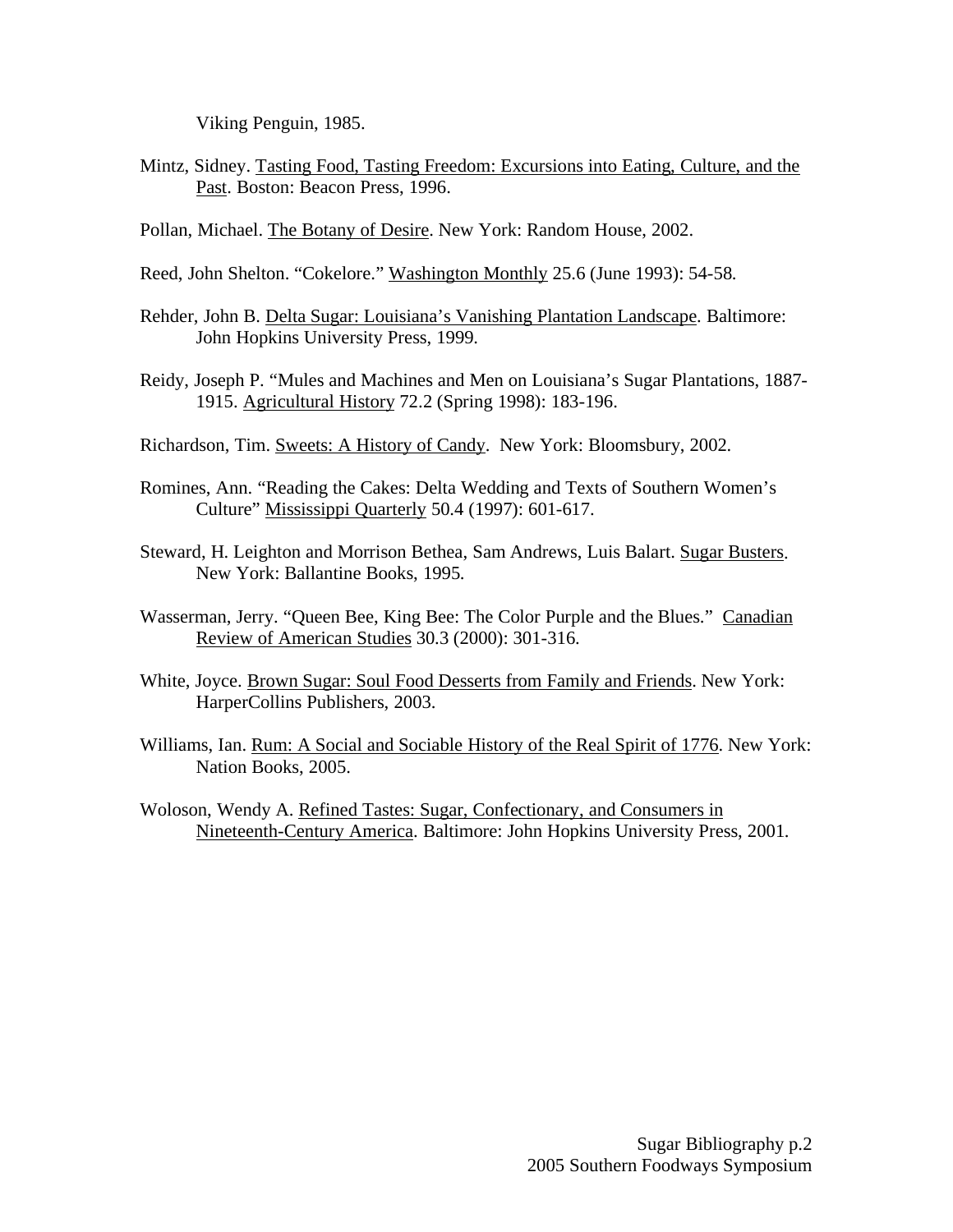Viking Penguin, 1985.

Mintz, Sidney. Tasting Food, Tasting Freedom: Excursions into Eating, Culture, and the Past. Boston: Beacon Press, 1996.

Pollan, Michael. The Botany of Desire. New York: Random House, 2002.

Reed, John Shelton. "Cokelore." Washington Monthly 25.6 (June 1993): 54-58.

Rehder, John B. Delta Sugar: Louisiana's Vanishing Plantation Landscape. Baltimore: John Hopkins University Press, 1999.

Reidy, Joseph P. "Mules and Machines and Men on Louisiana's Sugar Plantations, 1887-1915. Agricultural History 72.2 (Spring 1998): 183-196.

Richardson, Tim. Sweets: A History of Candy. New York: Bloomsbury, 2002.

Romines, Ann. "Reading the Cakes: Delta Wedding and Texts of Southern Women's Culture" Mississippi Quarterly 50.4 (1997): 601-617.

Steward, H. Leighton and Morrison Bethea, Sam Andrews, Luis Balart. Sugar Busters. New York: Ballantine Books, 1995.

Wasserman, Jerry. "Queen Bee, King Bee: The Color Purple and the Blues." Canadian Review of American Studies 30.3 (2000): 301-316.

White, Joyce. Brown Sugar: Soul Food Desserts from Family and Friends. New York: HarperCollins Publishers, 2003.

Williams, Ian. Rum: A Social and Sociable History of the Real Spirit of 1776. New York: Nation Books, 2005.

Woloson, Wendy A. Refined Tastes: Sugar, Confectionary, and Consumers in Nineteenth-Century America. Baltimore: John Hopkins University Press, 2001.